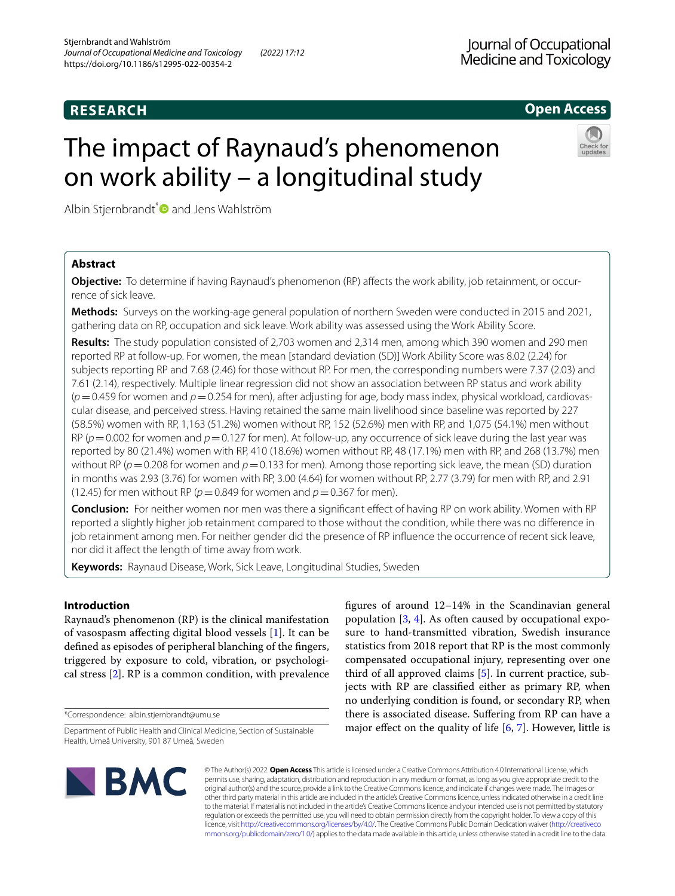**RESEARCH** **Open Access**

# The impact of Raynaud's phenomenon on work ability – a longitudinal study

Albin Stjernbrandt* and Jens Wahlström

## Abstract

**Objective:** To determine if having Raynaud's phenomenon (RP) affects the work ability, job retainment, or occurrence of sick leave.

**Methods:** Surveys on the working-age general population of northern Sweden were conducted in 2015 and 2021, gathering data on RP, occupation and sick leave. Work ability was assessed using the Work Ability Score.

**Results:** The study population consisted of 2,703 women and 2,314 men, among which 390 women and 290 men reported RP at follow-up. For women, the mean [standard deviation (SD)] Work Ability Score was 8.02 (2.24) for subjects reporting RP and 7.68 (2.46) for those without RP. For men, the corresponding numbers were 7.37 (2.03) and 7.61 (2.14), respectively. Multiple linear regression did not show an association between RP status and work ability ($p = 0.459$ for women and $p = 0.254$ for men), after adjusting for age, body mass index, physical workload, cardiovascular disease, and perceived stress. Having retained the same main livelihood since baseline was reported by 227 (58.5%) women with RP, 1,163 (51.2%) women without RP, 152 (52.6%) men with RP, and 1,075 (54.1%) men without RP ($p = 0.002$ for women and $p = 0.127$ for men). At follow-up, any occurrence of sick leave during the last year was reported by 80 (21.4%) women with RP, 410 (18.6%) women without RP, 48 (17.1%) men with RP, and 268 (13.7%) men without RP ($p = 0.208$ for women and $p = 0.133$ for men). Among those reporting sick leave, the mean (SD) duration in months was 2.93 (3.76) for women with RP, 3.00 (4.64) for women without RP, 2.77 (3.79) for men with RP, and 2.91 (12.45) for men without RP ($p = 0.849$ for women and $p = 0.367$ for men).

**Conclusion:** For neither women nor men was there a significant effect of having RP on work ability. Women with RP reported a slightly higher job retainment compared to those without the condition, while there was no difference in job retainment among men. For neither gender did the presence of RP influence the occurrence of recent sick leave, nor did it affect the length of time away from work.

**Keywords:** Raynaud Disease, Work, Sick Leave, Longitudinal Studies, Sweden

## Introduction

Raynaud's phenomenon (RP) is the clinical manifestation of vasospasm affecting digital blood vessels [1]. It can be defined as episodes of peripheral blanching of the fingers, triggered by exposure to cold, vibration, or psychological stress [2]. RP is a common condition, with prevalence figures of around 12–14% in the Scandinavian general population [3, 4]. As often caused by occupational exposure to hand-transmitted vibration, Swedish insurance statistics from 2018 report that RP is the most commonly compensated occupational injury, representing over one third of all approved claims [5]. In current practice, subjects with RP are classified either as primary RP, when no underlying condition is found, or secondary RP, when there is associated disease. Suffering from RP can have a major effect on the quality of life [6, 7]. However, little is

*Correspondence: albin.stjernbrandt@umu.se

Department of Public Health and Clinical Medicine, Section of Sustainable Health, Umeå University, 901 87 Umeå, Sweden

© The Author(s) 2022. **Open Access** This article is licensed under a Creative Commons Attribution 4.0 International License, which permits use, sharing, adaptation, distribution and reproduction in any medium or format, as long as you give appropriate credit to the original author(s) and the source, provide a link to the Creative Commons licence, and indicate if changes were made. The images or other third party material in this article are included in the article's Creative Commons licence, unless indicated otherwise in a credit line to the material. If material is not included in the article's Creative Commons licence and your intended use is not permitted by statutory regulation or exceeds the permitted use, you will need to obtain permission directly from the copyright holder. To view a copy of this licence, visit http://creativecommons.org/licenses/by/4.0/. The Creative Commons Public Domain Dedication waiver (http://creativecommons.org/publicdomain/zero/1.0/) applies to the data made available in this article, unless otherwise stated in a credit line to the data.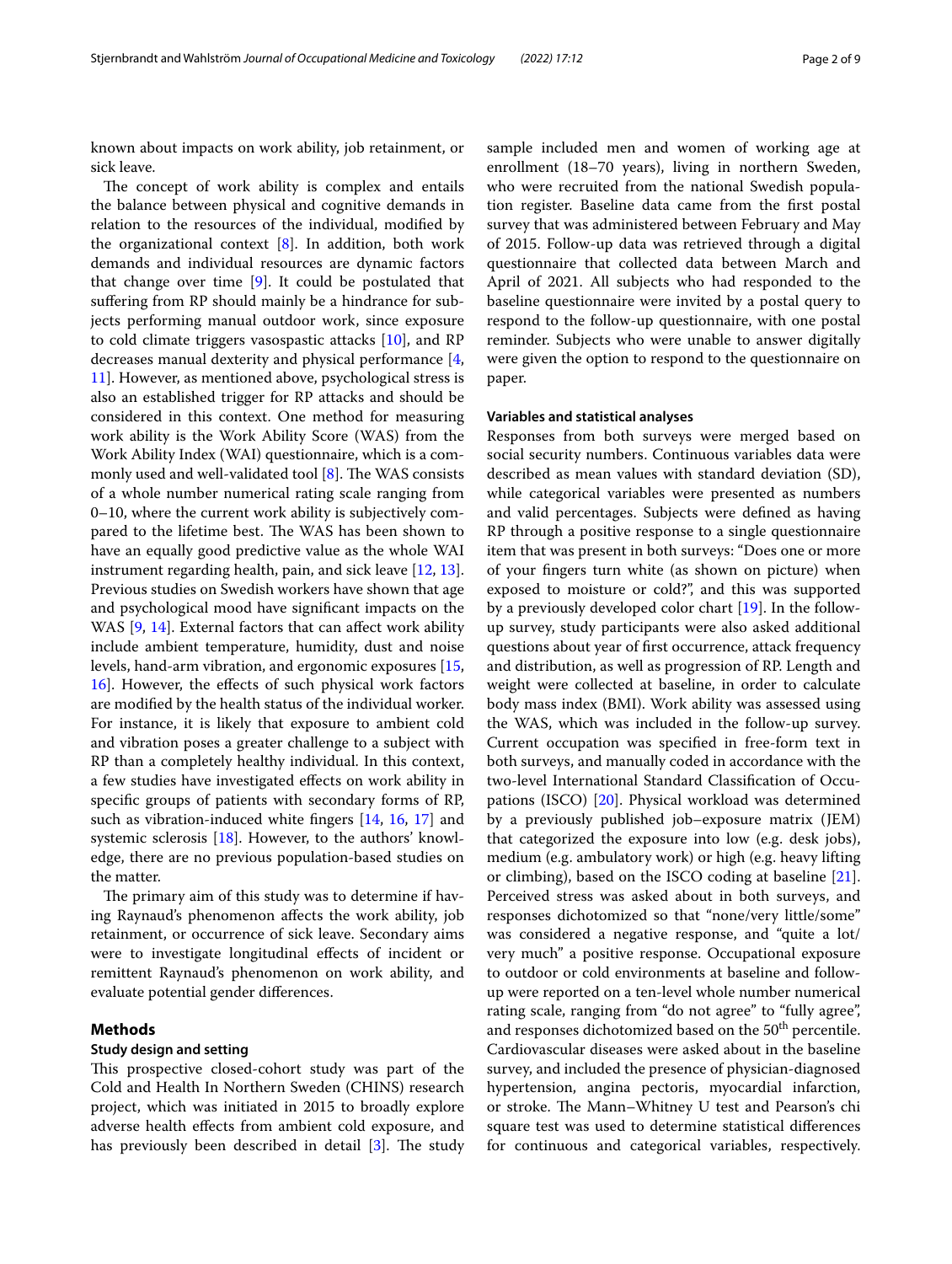known about impacts on work ability, job retainment, or sick leave.

The concept of work ability is complex and entails the balance between physical and cognitive demands in relation to the resources of the individual, modified by the organizational context [8]. In addition, both work demands and individual resources are dynamic factors that change over time [9]. It could be postulated that suffering from RP should mainly be a hindrance for subjects performing manual outdoor work, since exposure to cold climate triggers vasospastic attacks [10], and RP decreases manual dexterity and physical performance [4, 11]. However, as mentioned above, psychological stress is also an established trigger for RP attacks and should be considered in this context. One method for measuring work ability is the Work Ability Score (WAS) from the Work Ability Index (WAI) questionnaire, which is a commonly used and well-validated tool [8]. The WAS consists of a whole number numerical rating scale ranging from 0–10, where the current work ability is subjectively compared to the lifetime best. The WAS has been shown to have an equally good predictive value as the whole WAI instrument regarding health, pain, and sick leave [12, 13]. Previous studies on Swedish workers have shown that age and psychological mood have significant impacts on the WAS [9, 14]. External factors that can affect work ability include ambient temperature, humidity, dust and noise levels, hand-arm vibration, and ergonomic exposures [15, 16]. However, the effects of such physical work factors are modified by the health status of the individual worker. For instance, it is likely that exposure to ambient cold and vibration poses a greater challenge to a subject with RP than a completely healthy individual. In this context, a few studies have investigated effects on work ability in specific groups of patients with secondary forms of RP, such as vibration-induced white fingers [14, 16, 17] and systemic sclerosis [18]. However, to the authors' knowledge, there are no previous population-based studies on the matter.

The primary aim of this study was to determine if having Raynaud's phenomenon affects the work ability, job retainment, or occurrence of sick leave. Secondary aims were to investigate longitudinal effects of incident or remittent Raynaud's phenomenon on work ability, and evaluate potential gender differences.

## Methods

### Study design and setting

This prospective closed-cohort study was part of the Cold and Health In Northern Sweden (CHINS) research project, which was initiated in 2015 to broadly explore adverse health effects from ambient cold exposure, and has previously been described in detail [3]. The study sample included men and women of working age at enrollment (18–70 years), living in northern Sweden, who were recruited from the national Swedish population register. Baseline data came from the first postal survey that was administered between February and May of 2015. Follow-up data was retrieved through a digital questionnaire that collected data between March and April of 2021. All subjects who had responded to the baseline questionnaire were invited by a postal query to respond to the follow-up questionnaire, with one postal reminder. Subjects who were unable to answer digitally were given the option to respond to the questionnaire on paper.

### Variables and statistical analyses

Responses from both surveys were merged based on social security numbers. Continuous variables data were described as mean values with standard deviation (SD), while categorical variables were presented as numbers and valid percentages. Subjects were defined as having RP through a positive response to a single questionnaire item that was present in both surveys: "Does one or more of your fingers turn white (as shown on picture) when exposed to moisture or cold?", and this was supported by a previously developed color chart [19]. In the follow-up survey, study participants were also asked additional questions about year of first occurrence, attack frequency and distribution, as well as progression of RP. Length and weight were collected at baseline, in order to calculate body mass index (BMI). Work ability was assessed using the WAS, which was included in the follow-up survey. Current occupation was specified in free-form text in both surveys, and manually coded in accordance with the two-level International Standard Classification of Occupations (ISCO) [20]. Physical workload was determined by a previously published job–exposure matrix (JEM) that categorized the exposure into low (e.g. desk jobs), medium (e.g. ambulatory work) or high (e.g. heavy lifting or climbing), based on the ISCO coding at baseline [21]. Perceived stress was asked about in both surveys, and responses dichotomized so that "none/very little/some" was considered a negative response, and "quite a lot/very much" a positive response. Occupational exposure to outdoor or cold environments at baseline and follow-up were reported on a ten-level whole number numerical rating scale, ranging from "do not agree" to "fully agree", and responses dichotomized based on the 50th percentile. Cardiovascular diseases were asked about in the baseline survey, and included the presence of physician-diagnosed hypertension, angina pectoris, myocardial infarction, or stroke. The Mann–Whitney U test and Pearson's chi square test was used to determine statistical differences for continuous and categorical variables, respectively.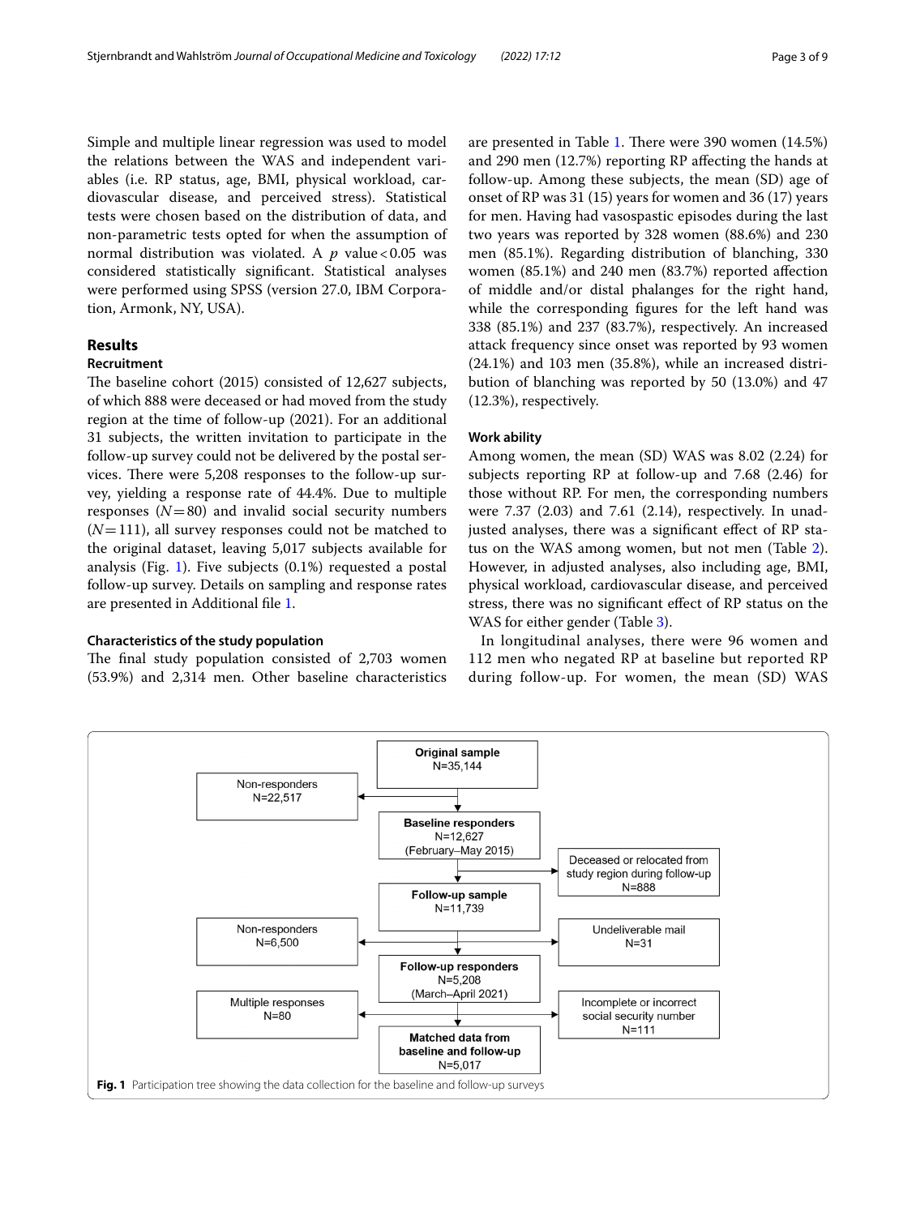Simple and multiple linear regression was used to model the relations between the WAS and independent variables (i.e. RP status, age, BMI, physical workload, cardiovascular disease, and perceived stress). Statistical tests were chosen based on the distribution of data, and non-parametric tests opted for when the assumption of normal distribution was violated. A $p$ value < 0.05 was considered statistically significant. Statistical analyses were performed using SPSS (version 27.0, IBM Corporation, Armonk, NY, USA).

## Results

### Recruitment

The baseline cohort (2015) consisted of 12,627 subjects, of which 888 were deceased or had moved from the study region at the time of follow-up (2021). For an additional 31 subjects, the written invitation to participate in the follow-up survey could not be delivered by the postal services. There were 5,208 responses to the follow-up survey, yielding a response rate of 44.4%. Due to multiple responses ($N = 80$) and invalid social security numbers ($N = 111$), all survey responses could not be matched to the original dataset, leaving 5,017 subjects available for analysis (Fig. 1). Five subjects (0.1%) requested a postal follow-up survey. Details on sampling and response rates are presented in Additional file 1.

### Characteristics of the study population

The final study population consisted of 2,703 women (53.9%) and 2,314 men. Other baseline characteristics are presented in Table 1. There were 390 women (14.5%) and 290 men (12.7%) reporting RP affecting the hands at follow-up. Among these subjects, the mean (SD) age of onset of RP was 31 (15) years for women and 36 (17) years for men. Having had vasospastic episodes during the last two years was reported by 328 women (88.6%) and 230 men (85.1%). Regarding distribution of blanching, 330 women (85.1%) and 240 men (83.7%) reported affection of middle and/or distal phalanges for the right hand, while the corresponding figures for the left hand was 338 (85.1%) and 237 (83.7%), respectively. An increased attack frequency since onset was reported by 93 women (24.1%) and 103 men (35.8%), while an increased distribution of blanching was reported by 50 (13.0%) and 47 (12.3%), respectively.

### Work ability

Among women, the mean (SD) WAS was 8.02 (2.24) for subjects reporting RP at follow-up and 7.68 (2.46) for those without RP. For men, the corresponding numbers were 7.37 (2.03) and 7.61 (2.14), respectively. In unadjusted analyses, there was a significant effect of RP status on the WAS among women, but not men (Table 2). However, in adjusted analyses, also including age, BMI, physical workload, cardiovascular disease, and perceived stress, there was no significant effect of RP status on the WAS for either gender (Table 3).

In longitudinal analyses, there were 96 women and 112 men who negated RP at baseline but reported RP during follow-up. For women, the mean (SD) WAS

Original sample N=35,144 → Non-responders N=22,517; Baseline responders N=12,627 (February–May 2015) → Deceased or relocated from study region during follow-up N=888; Follow-up sample N=11,739 → Non-responders N=6,500; Undeliverable mail N=31; Follow-up responders N=5,208 (March–April 2021) → Multiple responses N=80; Incomplete or incorrect social security number N=111; Matched data from baseline and follow-up N=5,017

**Fig. 1** Participation tree showing the data collection for the baseline and follow-up surveys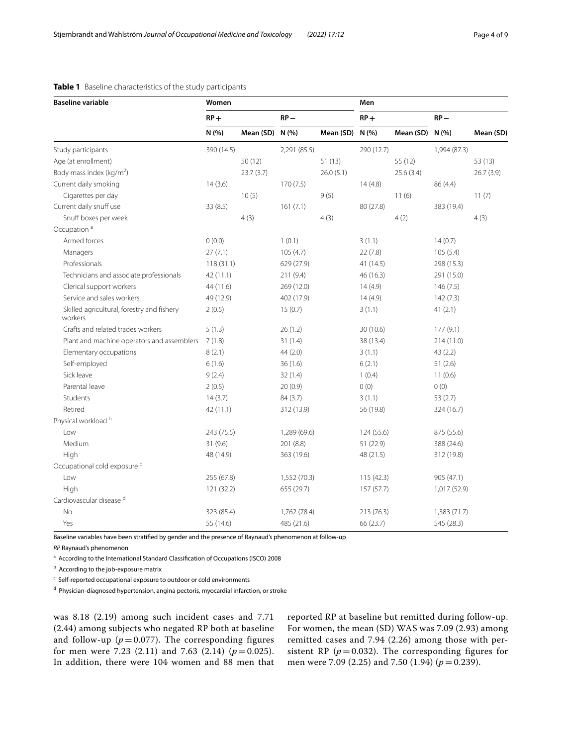**Table 1** Baseline characteristics of the study participants

| Baseline variable | Women | | | | Men | | | |
|---|---|---|---|---|---|---|---|---|
| | RP+ | | RP− | | RP+ | | RP− | |
| | N (%) | Mean (SD) | N (%) | Mean (SD) | N (%) | Mean (SD) | N (%) | Mean (SD) |
| Study participants | 390 (14.5) | | 2,291 (85.5) | | 290 (12.7) | | 1,994 (87.3) | |
| Age (at enrollment) | | 50 (12) | | 51 (13) | | 55 (12) | | 53 (13) |
| Body mass index (kg/m$^2$) | | 23.7 (3.7) | | 26.0 (5.1) | | 25.6 (3.4) | | 26.7 (3.9) |
| Current daily smoking | 14 (3.6) | | 170 (7.5) | | 14 (4.8) | | 86 (4.4) | |
| Cigarettes per day | | 10 (5) | | 9 (5) | | 11 (6) | | 11 (7) |
| Current daily snuff use | 33 (8.5) | | 161 (7.1) | | 80 (27.8) | | 383 (19.4) | |
| Snuff boxes per week | | 4 (3) | | 4 (3) | | 4 (2) | | 4 (3) |
| Occupation [a] | | | | | | | | |
| Armed forces | 0 (0.0) | | 1 (0.1) | | 3 (1.1) | | 14 (0.7) | |
| Managers | 27 (7.1) | | 105 (4.7) | | 22 (7.8) | | 105 (5.4) | |
| Professionals | 118 (31.1) | | 629 (27.9) | | 41 (14.5) | | 298 (15.3) | |
| Technicians and associate professionals | 42 (11.1) | | 211 (9.4) | | 46 (16.3) | | 291 (15.0) | |
| Clerical support workers | 44 (11.6) | | 269 (12.0) | | 14 (4.9) | | 146 (7.5) | |
| Service and sales workers | 49 (12.9) | | 402 (17.9) | | 14 (4.9) | | 142 (7.3) | |
| Skilled agricultural, forestry and fishery workers | 2 (0.5) | | 15 (0.7) | | 3 (1.1) | | 41 (2.1) | |
| Crafts and related trades workers | 5 (1.3) | | 26 (1.2) | | 30 (10.6) | | 177 (9.1) | |
| Plant and machine operators and assemblers | 7 (1.8) | | 31 (1.4) | | 38 (13.4) | | 214 (11.0) | |
| Elementary occupations | 8 (2.1) | | 44 (2.0) | | 3 (1.1) | | 43 (2.2) | |
| Self-employed | 6 (1.6) | | 36 (1.6) | | 6 (2.1) | | 51 (2.6) | |
| Sick leave | 9 (2.4) | | 32 (1.4) | | 1 (0.4) | | 11 (0.6) | |
| Parental leave | 2 (0.5) | | 20 (0.9) | | 0 (0) | | 0 (0) | |
| Students | 14 (3.7) | | 84 (3.7) | | 3 (1.1) | | 53 (2.7) | |
| Retired | 42 (11.1) | | 312 (13.9) | | 56 (19.8) | | 324 (16.7) | |
| Physical workload [b] | | | | | | | | |
| Low | 243 (75.5) | | 1,289 (69.6) | | 124 (55.6) | | 875 (55.6) | |
| Medium | 31 (9.6) | | 201 (8.8) | | 51 (22.9) | | 388 (24.6) | |
| High | 48 (14.9) | | 363 (19.6) | | 48 (21.5) | | 312 (19.8) | |
| Occupational cold exposure [c] | | | | | | | | |
| Low | 255 (67.8) | | 1,552 (70.3) | | 115 (42.3) | | 905 (47.1) | |
| High | 121 (32.2) | | 655 (29.7) | | 157 (57.7) | | 1,017 (52.9) | |
| Cardiovascular disease [d] | | | | | | | | |
| No | 323 (85.4) | | 1,762 (78.4) | | 213 (76.3) | | 1,383 (71.7) | |
| Yes | 55 (14.6) | | 485 (21.6) | | 66 (23.7) | | 545 (28.3) | |

Baseline variables have been stratified by gender and the presence of Raynaud's phenomenon at follow-up

*RP* Raynaud's phenomenon

[a] According to the International Standard Classification of Occupations (ISCO) 2008

[b] According to the job-exposure matrix

[c] Self-reported occupational exposure to outdoor or cold environments

[d] Physician-diagnosed hypertension, angina pectoris, myocardial infarction, or stroke

was 8.18 (2.19) among such incident cases and 7.71 (2.44) among subjects who negated RP both at baseline and follow-up ($p = 0.077$). The corresponding figures for men were 7.23 (2.11) and 7.63 (2.14) ($p = 0.025$). In addition, there were 104 women and 88 men that reported RP at baseline but remitted during follow-up. For women, the mean (SD) WAS was 7.09 (2.93) among remitted cases and 7.94 (2.26) among those with persistent RP ($p = 0.032$). The corresponding figures for men were 7.09 (2.25) and 7.50 (1.94) ($p = 0.239$).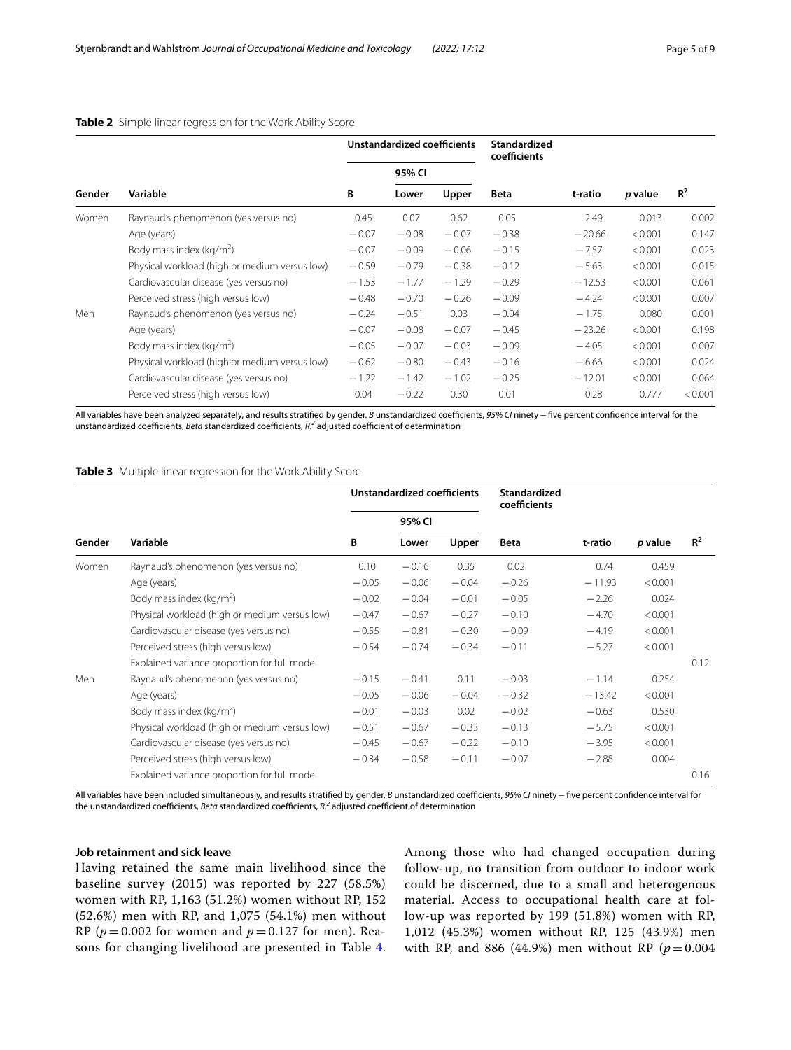**Table 2** Simple linear regression for the Work Ability Score

| Gender | Variable | Unstandardized coefficients | | | Standardized coefficients | t-ratio | *p* value | $R^2$ |
|---|---|---|---|---|---|---|---|---|
| | | | 95% CI | | | | | |
| | | B | Lower | Upper | Beta | | | |
| Women | Raynaud's phenomenon (yes versus no) | 0.45 | 0.07 | 0.62 | 0.05 | 2.49 | 0.013 | 0.002 |
| | Age (years) | −0.07 | −0.08 | −0.07 | −0.38 | −20.66 | <0.001 | 0.147 |
| | Body mass index (kg/m$^2$) | −0.07 | −0.09 | −0.06 | −0.15 | −7.57 | <0.001 | 0.023 |
| | Physical workload (high or medium versus low) | −0.59 | −0.79 | −0.38 | −0.12 | −5.63 | <0.001 | 0.015 |
| | Cardiovascular disease (yes versus no) | −1.53 | −1.77 | −1.29 | −0.29 | −12.53 | <0.001 | 0.061 |
| | Perceived stress (high versus low) | −0.48 | −0.70 | −0.26 | −0.09 | −4.24 | <0.001 | 0.007 |
| Men | Raynaud's phenomenon (yes versus no) | −0.24 | −0.51 | 0.03 | −0.04 | −1.75 | 0.080 | 0.001 |
| | Age (years) | −0.07 | −0.08 | −0.07 | −0.45 | −23.26 | <0.001 | 0.198 |
| | Body mass index (kg/m$^2$) | −0.05 | −0.07 | −0.03 | −0.09 | −4.05 | <0.001 | 0.007 |
| | Physical workload (high or medium versus low) | −0.62 | −0.80 | −0.43 | −0.16 | −6.66 | <0.001 | 0.024 |
| | Cardiovascular disease (yes versus no) | −1.22 | −1.42 | −1.02 | −0.25 | −12.01 | <0.001 | 0.064 |
| | Perceived stress (high versus low) | 0.04 | −0.22 | 0.30 | 0.01 | 0.28 | 0.777 | <0.001 |

All variables have been analyzed separately, and results stratified by gender. *B* unstandardized coefficients, *95% CI* ninety − five percent confidence interval for the unstandardized coefficients, *Beta* standardized coefficients, $R^2$ adjusted coefficient of determination

**Table 3** Multiple linear regression for the Work Ability Score

| Gender | Variable | Unstandardized coefficients | | | Standardized coefficients | t-ratio | *p* value | $R^2$ |
|---|---|---|---|---|---|---|---|---|
| | | | 95% CI | | | | | |
| | | B | Lower | Upper | Beta | | | |
| Women | Raynaud's phenomenon (yes versus no) | 0.10 | −0.16 | 0.35 | 0.02 | 0.74 | 0.459 | |
| | Age (years) | −0.05 | −0.06 | −0.04 | −0.26 | −11.93 | <0.001 | |
| | Body mass index (kg/m$^2$) | −0.02 | −0.04 | −0.01 | −0.05 | −2.26 | 0.024 | |
| | Physical workload (high or medium versus low) | −0.47 | −0.67 | −0.27 | −0.10 | −4.70 | <0.001 | |
| | Cardiovascular disease (yes versus no) | −0.55 | −0.81 | −0.30 | −0.09 | −4.19 | <0.001 | |
| | Perceived stress (high versus low) | −0.54 | −0.74 | −0.34 | −0.11 | −5.27 | <0.001 | |
| | Explained variance proportion for full model | | | | | | | 0.12 |
| Men | Raynaud's phenomenon (yes versus no) | −0.15 | −0.41 | 0.11 | −0.03 | −1.14 | 0.254 | |
| | Age (years) | −0.05 | −0.06 | −0.04 | −0.32 | −13.42 | <0.001 | |
| | Body mass index (kg/m$^2$) | −0.01 | −0.03 | 0.02 | −0.02 | −0.63 | 0.530 | |
| | Physical workload (high or medium versus low) | −0.51 | −0.67 | −0.33 | −0.13 | −5.75 | <0.001 | |
| | Cardiovascular disease (yes versus no) | −0.45 | −0.67 | −0.22 | −0.10 | −3.95 | <0.001 | |
| | Perceived stress (high versus low) | −0.34 | −0.58 | −0.11 | −0.07 | −2.88 | 0.004 | |
| | Explained variance proportion for full model | | | | | | | 0.16 |

All variables have been included simultaneously, and results stratified by gender. *B* unstandardized coefficients, *95% CI* ninety − five percent confidence interval for the unstandardized coefficients, *Beta* standardized coefficients, $R^2$ adjusted coefficient of determination

### Job retainment and sick leave

Having retained the same main livelihood since the baseline survey (2015) was reported by 227 (58.5%) women with RP, 1,163 (51.2%) women without RP, 152 (52.6%) men with RP, and 1,075 (54.1%) men without RP ($p = 0.002$ for women and $p = 0.127$ for men). Reasons for changing livelihood are presented in Table 4. Among those who had changed occupation during follow-up, no transition from outdoor to indoor work could be discerned, due to a small and heterogenous material. Access to occupational health care at follow-up was reported by 199 (51.8%) women with RP, 1,012 (45.3%) women without RP, 125 (43.9%) men with RP, and 886 (44.9%) men without RP ($p = 0.004$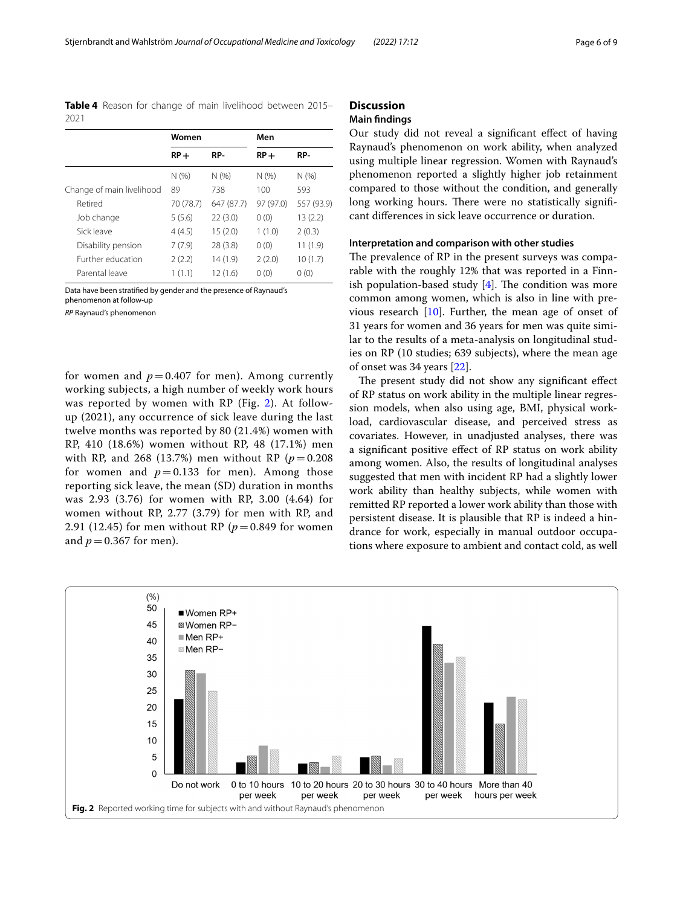**Table 4** Reason for change of main livelihood between 2015–2021

| | Women | | Men | |
|---|---|---|---|---|
| | RP+ | RP- | RP+ | RP- |
| | N (%) | N (%) | N (%) | N (%) |
| Change of main livelihood | 89 | 738 | 100 | 593 |
| Retired | 70 (78.7) | 647 (87.7) | 97 (97.0) | 557 (93.9) |
| Job change | 5 (5.6) | 22 (3.0) | 0 (0) | 13 (2.2) |
| Sick leave | 4 (4.5) | 15 (2.0) | 1 (1.0) | 2 (0.3) |
| Disability pension | 7 (7.9) | 28 (3.8) | 0 (0) | 11 (1.9) |
| Further education | 2 (2.2) | 14 (1.9) | 2 (2.0) | 10 (1.7) |
| Parental leave | 1 (1.1) | 12 (1.6) | 0 (0) | 0 (0) |

Data have been stratified by gender and the presence of Raynaud's phenomenon at follow-up

*RP* Raynaud's phenomenon

for women and $p = 0.407$ for men). Among currently working subjects, a high number of weekly work hours was reported by women with RP (Fig. 2). At follow-up (2021), any occurrence of sick leave during the last twelve months was reported by 80 (21.4%) women with RP, 410 (18.6%) women without RP, 48 (17.1%) men with RP, and 268 (13.7%) men without RP ($p = 0.208$ for women and $p = 0.133$ for men). Among those reporting sick leave, the mean (SD) duration in months was 2.93 (3.76) for women with RP, 3.00 (4.64) for women without RP, 2.77 (3.79) for men with RP, and 2.91 (12.45) for men without RP ($p = 0.849$ for women and $p = 0.367$ for men).

## Discussion

### Main findings

Our study did not reveal a significant effect of having Raynaud's phenomenon on work ability, when analyzed using multiple linear regression. Women with Raynaud's phenomenon reported a slightly higher job retainment compared to those without the condition, and generally long working hours. There were no statistically significant differences in sick leave occurrence or duration.

### Interpretation and comparison with other studies

The prevalence of RP in the present surveys was comparable with the roughly 12% that was reported in a Finnish population-based study [4]. The condition was more common among women, which is also in line with previous research [10]. Further, the mean age of onset of 31 years for women and 36 years for men was quite similar to the results of a meta-analysis on longitudinal studies on RP (10 studies; 639 subjects), where the mean age of onset was 34 years [22].

The present study did not show any significant effect of RP status on work ability in the multiple linear regression models, when also using age, BMI, physical workload, cardiovascular disease, and perceived stress as covariates. However, in unadjusted analyses, there was a significant positive effect of RP status on work ability among women. Also, the results of longitudinal analyses suggested that men with incident RP had a slightly lower work ability than healthy subjects, while women with remitted RP reported a lower work ability than those with persistent disease. It is plausible that RP is indeed a hindrance for work, especially in manual outdoor occupations where exposure to ambient and contact cold, as well

**Fig. 2** Reported working time for subjects with and without Raynaud's phenomenon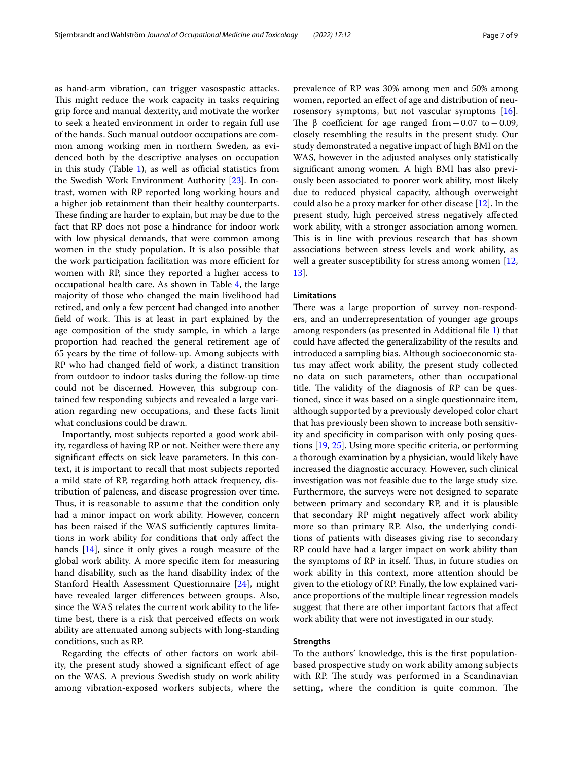as hand-arm vibration, can trigger vasospastic attacks. This might reduce the work capacity in tasks requiring grip force and manual dexterity, and motivate the worker to seek a heated environment in order to regain full use of the hands. Such manual outdoor occupations are common among working men in northern Sweden, as evidenced both by the descriptive analyses on occupation in this study (Table 1), as well as official statistics from the Swedish Work Environment Authority [23]. In contrast, women with RP reported long working hours and a higher job retainment than their healthy counterparts. These finding are harder to explain, but may be due to the fact that RP does not pose a hindrance for indoor work with low physical demands, that were common among women in the study population. It is also possible that the work participation facilitation was more efficient for women with RP, since they reported a higher access to occupational health care. As shown in Table 4, the large majority of those who changed the main livelihood had retired, and only a few percent had changed into another field of work. This is at least in part explained by the age composition of the study sample, in which a large proportion had reached the general retirement age of 65 years by the time of follow-up. Among subjects with RP who had changed field of work, a distinct transition from outdoor to indoor tasks during the follow-up time could not be discerned. However, this subgroup contained few responding subjects and revealed a large variation regarding new occupations, and these facts limit what conclusions could be drawn.

Importantly, most subjects reported a good work ability, regardless of having RP or not. Neither were there any significant effects on sick leave parameters. In this context, it is important to recall that most subjects reported a mild state of RP, regarding both attack frequency, distribution of paleness, and disease progression over time. Thus, it is reasonable to assume that the condition only had a minor impact on work ability. However, concern has been raised if the WAS sufficiently captures limitations in work ability for conditions that only affect the hands [14], since it only gives a rough measure of the global work ability. A more specific item for measuring hand disability, such as the hand disability index of the Stanford Health Assessment Questionnaire [24], might have revealed larger differences between groups. Also, since the WAS relates the current work ability to the lifetime best, there is a risk that perceived effects on work ability are attenuated among subjects with long-standing conditions, such as RP.

Regarding the effects of other factors on work ability, the present study showed a significant effect of age on the WAS. A previous Swedish study on work ability among vibration-exposed workers subjects, where the prevalence of RP was 30% among men and 50% among women, reported an effect of age and distribution of neurosensory symptoms, but not vascular symptoms [16]. The β coefficient for age ranged from $-0.07$ to $-0.09$, closely resembling the results in the present study. Our study demonstrated a negative impact of high BMI on the WAS, however in the adjusted analyses only statistically significant among women. A high BMI has also previously been associated to poorer work ability, most likely due to reduced physical capacity, although overweight could also be a proxy marker for other disease [12]. In the present study, high perceived stress negatively affected work ability, with a stronger association among women. This is in line with previous research that has shown associations between stress levels and work ability, as well a greater susceptibility for stress among women [12, 13].

## Limitations

There was a large proportion of survey non-responders, and an underrepresentation of younger age groups among responders (as presented in Additional file 1) that could have affected the generalizability of the results and introduced a sampling bias. Although socioeconomic status may affect work ability, the present study collected no data on such parameters, other than occupational title. The validity of the diagnosis of RP can be questioned, since it was based on a single questionnaire item, although supported by a previously developed color chart that has previously been shown to increase both sensitivity and specificity in comparison with only posing questions [19, 25]. Using more specific criteria, or performing a thorough examination by a physician, would likely have increased the diagnostic accuracy. However, such clinical investigation was not feasible due to the large study size. Furthermore, the surveys were not designed to separate between primary and secondary RP, and it is plausible that secondary RP might negatively affect work ability more so than primary RP. Also, the underlying conditions of patients with diseases giving rise to secondary RP could have had a larger impact on work ability than the symptoms of RP in itself. Thus, in future studies on work ability in this context, more attention should be given to the etiology of RP. Finally, the low explained variance proportions of the multiple linear regression models suggest that there are other important factors that affect work ability that were not investigated in our study.

## Strengths

To the authors' knowledge, this is the first population-based prospective study on work ability among subjects with RP. The study was performed in a Scandinavian setting, where the condition is quite common. The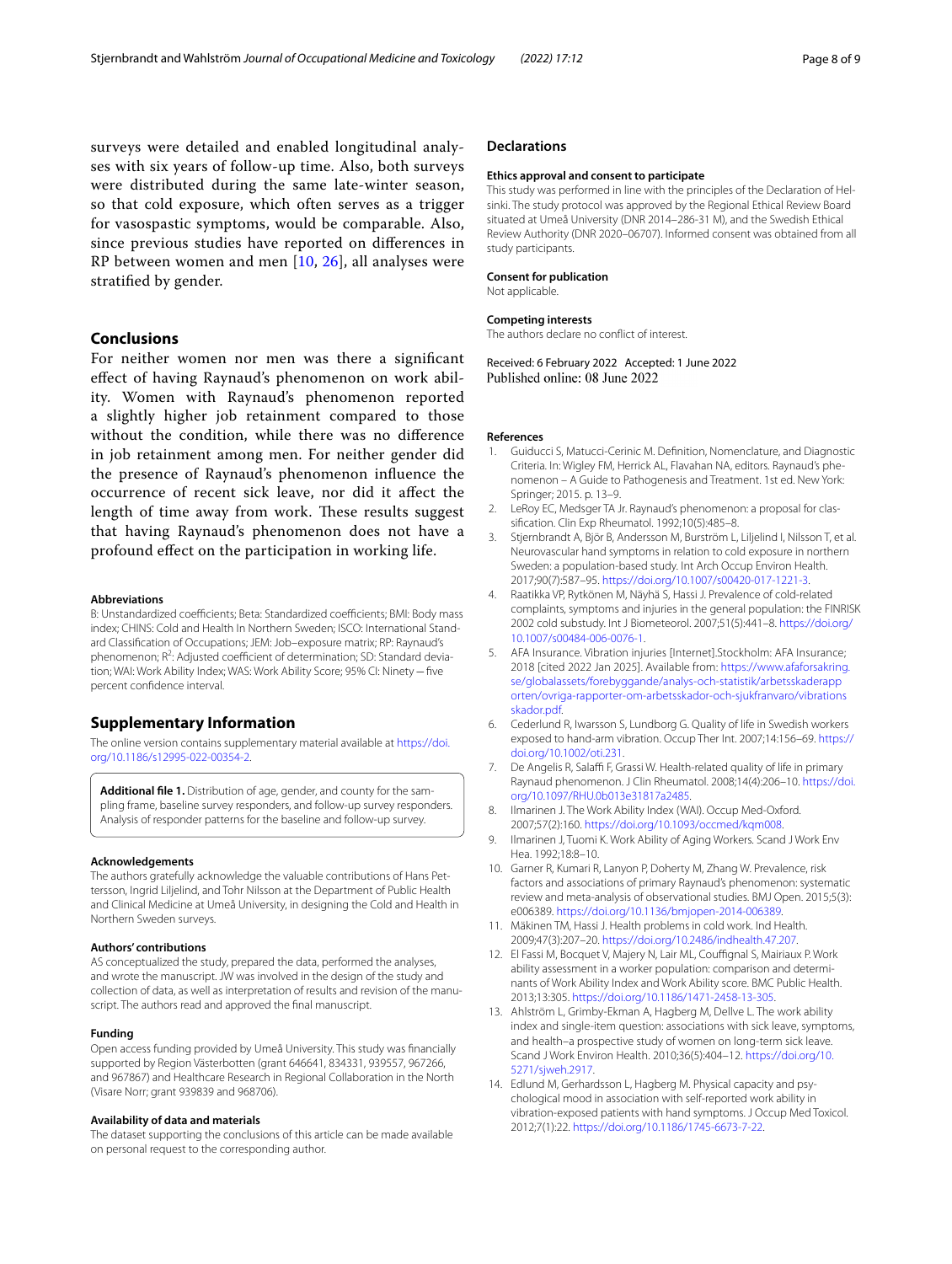surveys were detailed and enabled longitudinal analyses with six years of follow-up time. Also, both surveys were distributed during the same late-winter season, so that cold exposure, which often serves as a trigger for vasospastic symptoms, would be comparable. Also, since previous studies have reported on differences in RP between women and men [10, 26], all analyses were stratified by gender.

## Conclusions

For neither women nor men was there a significant effect of having Raynaud's phenomenon on work ability. Women with Raynaud's phenomenon reported a slightly higher job retainment compared to those without the condition, while there was no difference in job retainment among men. For neither gender did the presence of Raynaud's phenomenon influence the occurrence of recent sick leave, nor did it affect the length of time away from work. These results suggest that having Raynaud's phenomenon does not have a profound effect on the participation in working life.

#### Abbreviations

B: Unstandardized coefficients; Beta: Standardized coefficients; BMI: Body mass index; CHINS: Cold and Health In Northern Sweden; ISCO: International Standard Classification of Occupations; JEM: Job–exposure matrix; RP: Raynaud's phenomenon; $R^2$: Adjusted coefficient of determination; SD: Standard deviation; WAI: Work Ability Index; WAS: Work Ability Score; 95% CI: Ninety – five percent confidence interval.

## Supplementary Information

The online version contains supplementary material available at https://doi.org/10.1186/s12995-022-00354-2.

**Additional file 1.** Distribution of age, gender, and county for the sampling frame, baseline survey responders, and follow-up survey responders. Analysis of responder patterns for the baseline and follow-up survey.

#### Acknowledgements

The authors gratefully acknowledge the valuable contributions of Hans Pettersson, Ingrid Liljelind, and Tohr Nilsson at the Department of Public Health and Clinical Medicine at Umeå University, in designing the Cold and Health in Northern Sweden surveys.

#### Authors' contributions

AS conceptualized the study, prepared the data, performed the analyses, and wrote the manuscript. JW was involved in the design of the study and collection of data, as well as interpretation of results and revision of the manuscript. The authors read and approved the final manuscript.

#### Funding

Open access funding provided by Umeå University. This study was financially supported by Region Västerbotten (grant 646641, 834331, 939557, 967266, and 967867) and Healthcare Research in Regional Collaboration in the North (Visare Norr; grant 939839 and 968706).

#### Availability of data and materials

The dataset supporting the conclusions of this article can be made available on personal request to the corresponding author.

## Declarations

#### Ethics approval and consent to participate

This study was performed in line with the principles of the Declaration of Helsinki. The study protocol was approved by the Regional Ethical Review Board situated at Umeå University (DNR 2014–286-31 M), and the Swedish Ethical Review Authority (DNR 2020–06707). Informed consent was obtained from all study participants.

#### Consent for publication

Not applicable.

#### Competing interests

The authors declare no conflict of interest.

Received: 6 February 2022 Accepted: 1 June 2022
Published online: 08 June 2022

#### References

1. Guiducci S, Matucci-Cerinic M. Definition, Nomenclature, and Diagnostic Criteria. In: Wigley FM, Herrick AL, Flavahan NA, editors. Raynaud's phenomenon – A Guide to Pathogenesis and Treatment. 1st ed. New York: Springer; 2015. p. 13–9.
2. LeRoy EC, Medsger TA Jr. Raynaud's phenomenon: a proposal for classification. Clin Exp Rheumatol. 1992;10(5):485–8.
3. Stjernbrandt A, Björ B, Andersson M, Burström L, Liljelind I, Nilsson T, et al. Neurovascular hand symptoms in relation to cold exposure in northern Sweden: a population-based study. Int Arch Occup Environ Health. 2017;90(7):587–95. https://doi.org/10.1007/s00420-017-1221-3.
4. Raatikka VP, Rytkönen M, Näyhä S, Hassi J. Prevalence of cold-related complaints, symptoms and injuries in the general population: the FINRISK 2002 cold substudy. Int J Biometeorol. 2007;51(5):441–8. https://doi.org/10.1007/s00484-006-0076-1.
5. AFA Insurance. Vibration injuries [Internet].Stockholm: AFA Insurance; 2018 [cited 2022 Jan 2025]. Available from: https://www.afaforsakring.se/globalassets/forebyggande/analys-och-statistik/arbetsskaderapporten/ovriga-rapporter-om-arbetsskador-och-sjukfranvaro/vibrationsskador.pdf.
6. Cederlund R, Iwarsson S, Lundborg G. Quality of life in Swedish workers exposed to hand-arm vibration. Occup Ther Int. 2007;14:156–69. https://doi.org/10.1002/oti.231.
7. De Angelis R, Salaffi F, Grassi W. Health-related quality of life in primary Raynaud phenomenon. J Clin Rheumatol. 2008;14(4):206–10. https://doi.org/10.1097/RHU.0b013e31817a2485.
8. Ilmarinen J. The Work Ability Index (WAI). Occup Med-Oxford. 2007;57(2):160. https://doi.org/10.1093/occmed/kqm008.
9. Ilmarinen J, Tuomi K. Work Ability of Aging Workers. Scand J Work Env Hea. 1992;18:8–10.
10. Garner R, Kumari R, Lanyon P, Doherty M, Zhang W. Prevalence, risk factors and associations of primary Raynaud's phenomenon: systematic review and meta-analysis of observational studies. BMJ Open. 2015;5(3):e006389. https://doi.org/10.1136/bmjopen-2014-006389.
11. Mäkinen TM, Hassi J. Health problems in cold work. Ind Health. 2009;47(3):207–20. https://doi.org/10.2486/indhealth.47.207.
12. El Fassi M, Bocquet V, Majery N, Lair ML, Couffignal S, Mairiaux P. Work ability assessment in a worker population: comparison and determinants of Work Ability Index and Work Ability score. BMC Public Health. 2013;13:305. https://doi.org/10.1186/1471-2458-13-305.
13. Ahlström L, Grimby-Ekman A, Hagberg M, Dellve L. The work ability index and single-item question: associations with sick leave, symptoms, and health–a prospective study of women on long-term sick leave. Scand J Work Environ Health. 2010;36(5):404–12. https://doi.org/10.5271/sjweh.2917.
14. Edlund M, Gerhardsson L, Hagberg M. Physical capacity and psychological mood in association with self-reported work ability in vibration-exposed patients with hand symptoms. J Occup Med Toxicol. 2012;7(1):22. https://doi.org/10.1186/1745-6673-7-22.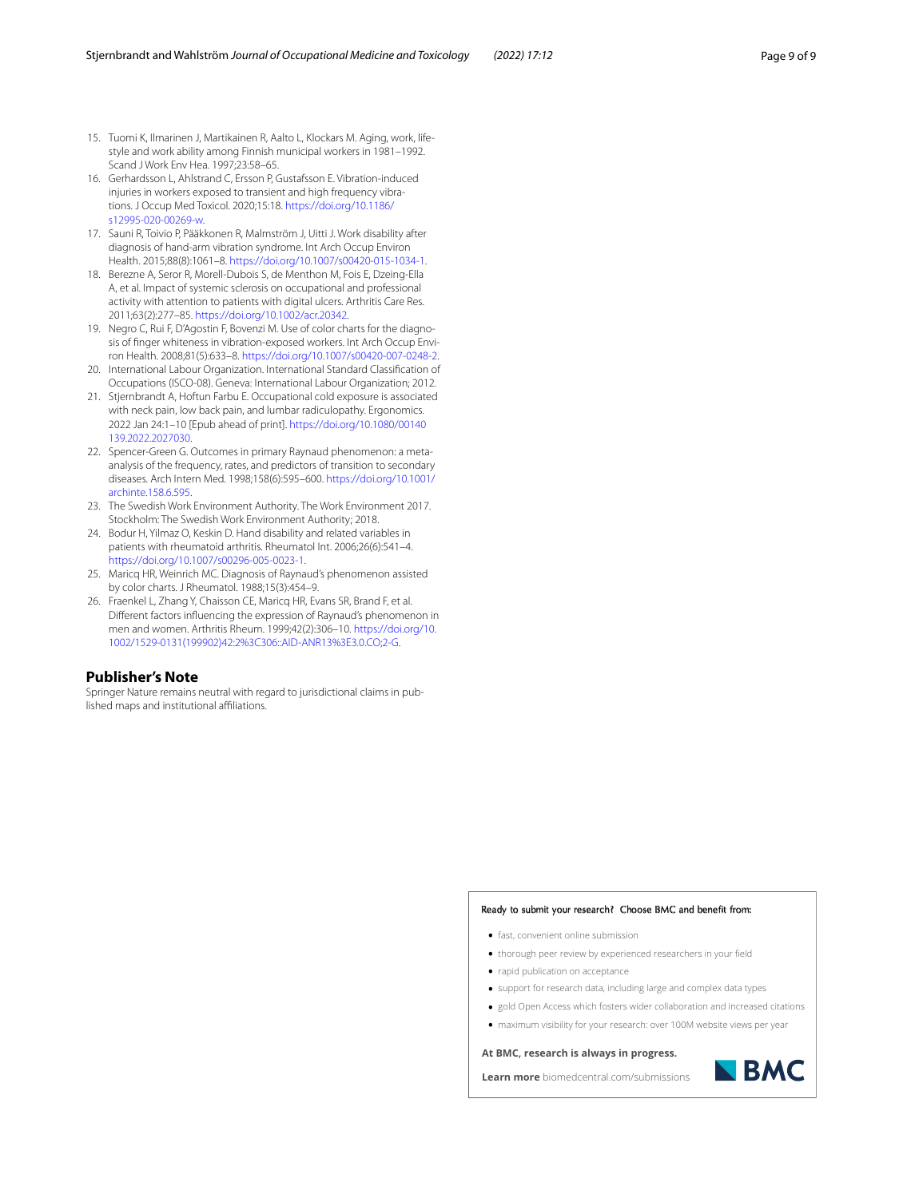15. Tuomi K, Ilmarinen J, Martikainen R, Aalto L, Klockars M. Aging, work, life-style and work ability among Finnish municipal workers in 1981–1992. Scand J Work Env Hea. 1997;23:58–65.
16. Gerhardsson L, Ahlstrand C, Ersson P, Gustafsson E. Vibration-induced injuries in workers exposed to transient and high frequency vibrations. J Occup Med Toxicol. 2020;15:18. https://doi.org/10.1186/s12995-020-00269-w.
17. Sauni R, Toivio P, Pääkkonen R, Malmström J, Uitti J. Work disability after diagnosis of hand-arm vibration syndrome. Int Arch Occup Environ Health. 2015;88(8):1061–8. https://doi.org/10.1007/s00420-015-1034-1.
18. Berezne A, Seror R, Morell-Dubois S, de Menthon M, Fois E, Dzeing-Ella A, et al. Impact of systemic sclerosis on occupational and professional activity with attention to patients with digital ulcers. Arthritis Care Res. 2011;63(2):277–85. https://doi.org/10.1002/acr.20342.
19. Negro C, Rui F, D'Agostin F, Bovenzi M. Use of color charts for the diagnosis of finger whiteness in vibration-exposed workers. Int Arch Occup Environ Health. 2008;81(5):633–8. https://doi.org/10.1007/s00420-007-0248-2.
20. International Labour Organization. International Standard Classification of Occupations (ISCO-08). Geneva: International Labour Organization; 2012.
21. Stjernbrandt A, Hoftun Farbu E. Occupational cold exposure is associated with neck pain, low back pain, and lumbar radiculopathy. Ergonomics. 2022 Jan 24:1–10 [Epub ahead of print]. https://doi.org/10.1080/00140139.2022.2027030.
22. Spencer-Green G. Outcomes in primary Raynaud phenomenon: a meta-analysis of the frequency, rates, and predictors of transition to secondary diseases. Arch Intern Med. 1998;158(6):595–600. https://doi.org/10.1001/archinte.158.6.595.
23. The Swedish Work Environment Authority. The Work Environment 2017. Stockholm: The Swedish Work Environment Authority; 2018.
24. Bodur H, Yilmaz O, Keskin D. Hand disability and related variables in patients with rheumatoid arthritis. Rheumatol Int. 2006;26(6):541–4. https://doi.org/10.1007/s00296-005-0023-1.
25. Maricq HR, Weinrich MC. Diagnosis of Raynaud's phenomenon assisted by color charts. J Rheumatol. 1988;15(3):454–9.
26. Fraenkel L, Zhang Y, Chaisson CE, Maricq HR, Evans SR, Brand F, et al. Different factors influencing the expression of Raynaud's phenomenon in men and women. Arthritis Rheum. 1999;42(2):306–10. https://doi.org/10.1002/1529-0131(199902)42:2%3C306::AID-ANR13%3E3.0.CO;2-G.

## Publisher's Note

Springer Nature remains neutral with regard to jurisdictional claims in published maps and institutional affiliations.

Ready to submit your research? Choose BMC and benefit from:

- fast, convenient online submission
- thorough peer review by experienced researchers in your field
- rapid publication on acceptance
- support for research data, including large and complex data types
- gold Open Access which fosters wider collaboration and increased citations
- maximum visibility for your research: over 100M website views per year

**At BMC, research is always in progress.**

**Learn more** biomedcentral.com/submissions

BMC